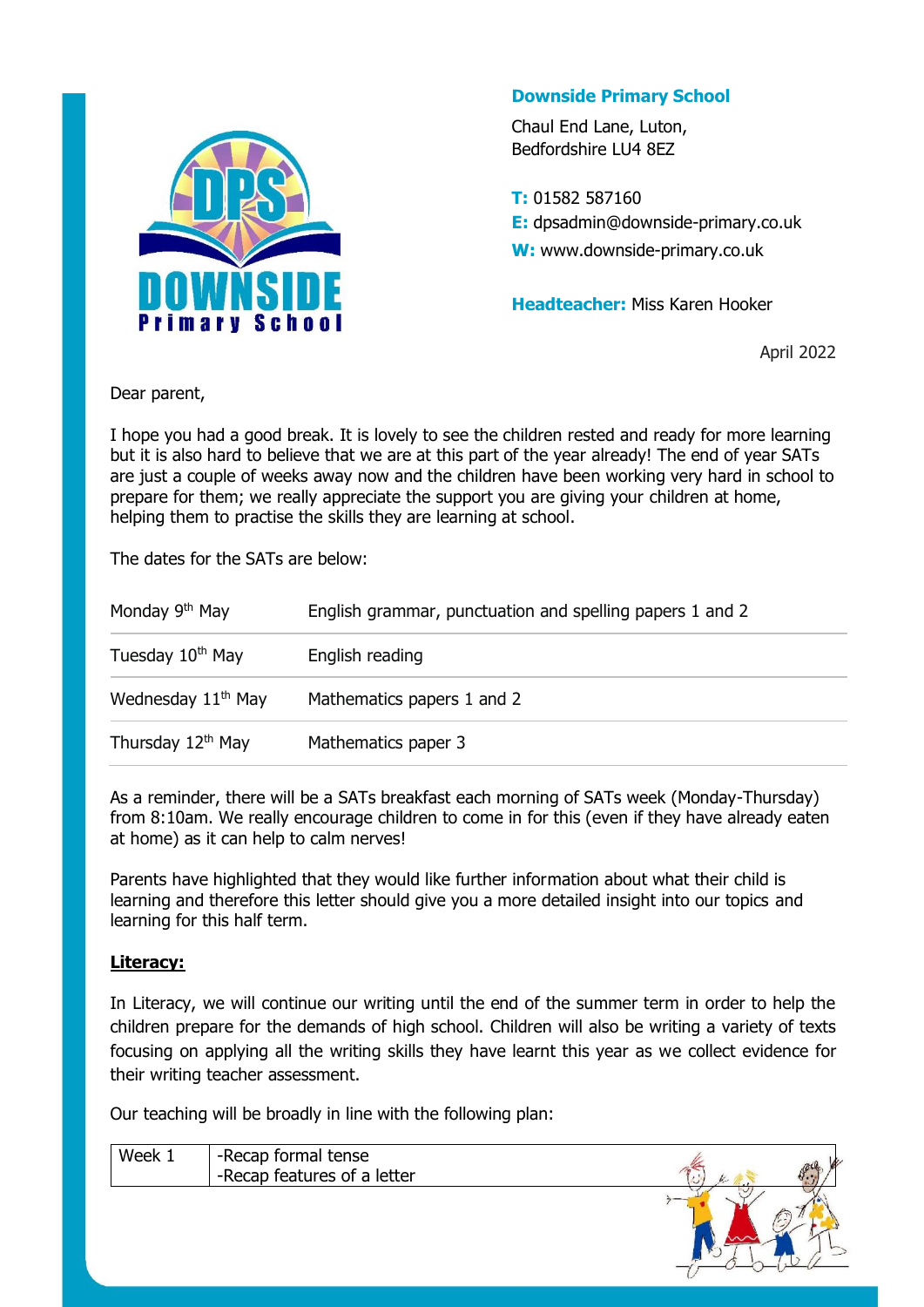**Downside Primary School**

Chaul End Lane, Luton,
Bedfordshire LU4 8EZ

**T:** 01582 587160
**E:** dpsadmin@downside-primary.co.uk
**W:** www.downside-primary.co.uk

**Headteacher:** Miss Karen Hooker

April 2022

Dear parent,

I hope you had a good break. It is lovely to see the children rested and ready for more learning but it is also hard to believe that we are at this part of the year already! The end of year SATs are just a couple of weeks away now and the children have been working very hard in school to prepare for them; we really appreciate the support you are giving your children at home, helping them to practise the skills they are learning at school.

The dates for the SATs are below:

| | |
|---|---|
| Monday 9th May | English grammar, punctuation and spelling papers 1 and 2 |
| Tuesday 10th May | English reading |
| Wednesday 11th May | Mathematics papers 1 and 2 |
| Thursday 12th May | Mathematics paper 3 |

As a reminder, there will be a SATs breakfast each morning of SATs week (Monday-Thursday) from 8:10am. We really encourage children to come in for this (even if they have already eaten at home) as it can help to calm nerves!

Parents have highlighted that they would like further information about what their child is learning and therefore this letter should give you a more detailed insight into our topics and learning for this half term.

**Literacy:**

In Literacy, we will continue our writing until the end of the summer term in order to help the children prepare for the demands of high school. Children will also be writing a variety of texts focusing on applying all the writing skills they have learnt this year as we collect evidence for their writing teacher assessment.

Our teaching will be broadly in line with the following plan:

| | |
|---|---|
| Week 1 | -Recap formal tense<br>-Recap features of a letter |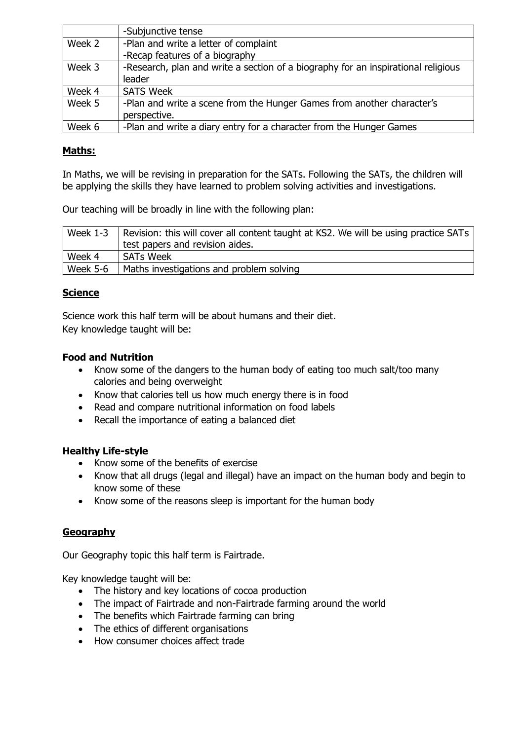|  | -Subjunctive tense |
| --- | --- |
| Week 2 | -Plan and write a letter of complaint<br>-Recap features of a biography |
| Week 3 | -Research, plan and write a section of a biography for an inspirational religious leader |
| Week 4 | SATS Week |
| Week 5 | -Plan and write a scene from the Hunger Games from another character's perspective. |
| Week 6 | -Plan and write a diary entry for a character from the Hunger Games |

## Maths:

In Maths, we will be revising in preparation for the SATs. Following the SATs, the children will be applying the skills they have learned to problem solving activities and investigations.

Our teaching will be broadly in line with the following plan:

| Week 1-3 | Revision: this will cover all content taught at KS2. We will be using practice SATs test papers and revision aides. |
| --- | --- |
| Week 4 | SATs Week |
| Week 5-6 | Maths investigations and problem solving |

## Science

Science work this half term will be about humans and their diet.
Key knowledge taught will be:

### Food and Nutrition

- Know some of the dangers to the human body of eating too much salt/too many calories and being overweight
- Know that calories tell us how much energy there is in food
- Read and compare nutritional information on food labels
- Recall the importance of eating a balanced diet

### Healthy Life-style

- Know some of the benefits of exercise
- Know that all drugs (legal and illegal) have an impact on the human body and begin to know some of these
- Know some of the reasons sleep is important for the human body

## Geography

Our Geography topic this half term is Fairtrade.

Key knowledge taught will be:

- The history and key locations of cocoa production
- The impact of Fairtrade and non-Fairtrade farming around the world
- The benefits which Fairtrade farming can bring
- The ethics of different organisations
- How consumer choices affect trade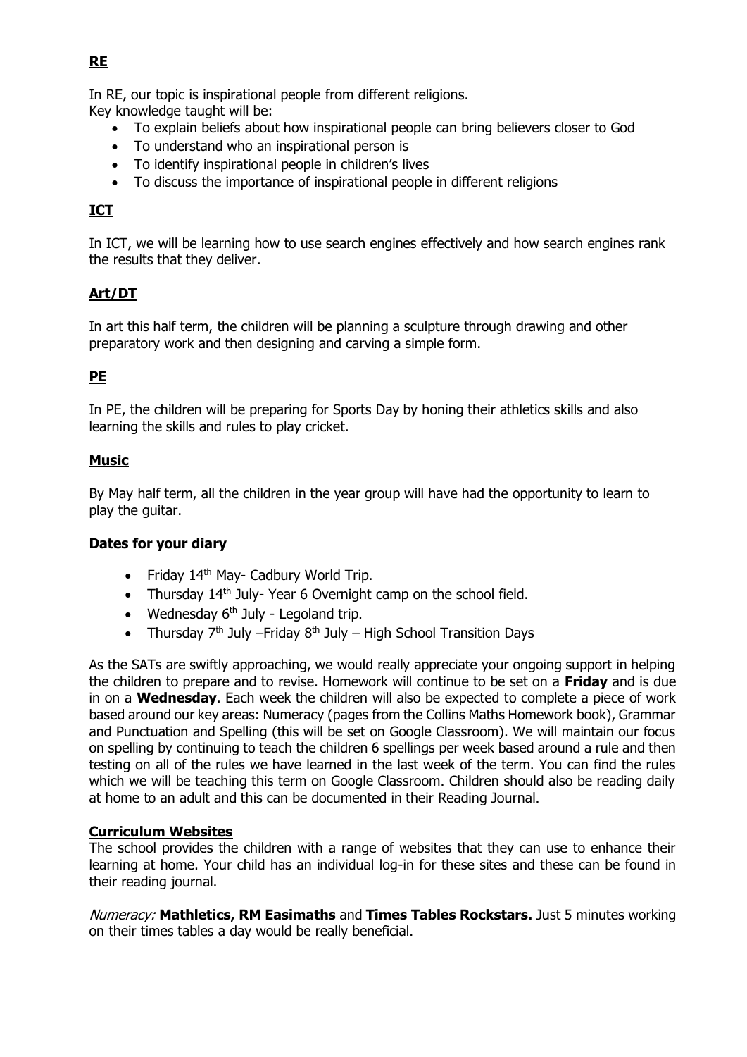## RE

In RE, our topic is inspirational people from different religions.
Key knowledge taught will be:

- To explain beliefs about how inspirational people can bring believers closer to God
- To understand who an inspirational person is
- To identify inspirational people in children's lives
- To discuss the importance of inspirational people in different religions

## ICT

In ICT, we will be learning how to use search engines effectively and how search engines rank the results that they deliver.

## Art/DT

In art this half term, the children will be planning a sculpture through drawing and other preparatory work and then designing and carving a simple form.

## PE

In PE, the children will be preparing for Sports Day by honing their athletics skills and also learning the skills and rules to play cricket.

## Music

By May half term, all the children in the year group will have had the opportunity to learn to play the guitar.

## Dates for your diary

- Friday 14th May- Cadbury World Trip.
- Thursday 14th July- Year 6 Overnight camp on the school field.
- Wednesday 6th July - Legoland trip.
- Thursday 7th July –Friday 8th July – High School Transition Days

As the SATs are swiftly approaching, we would really appreciate your ongoing support in helping the children to prepare and to revise. Homework will continue to be set on a **Friday** and is due in on a **Wednesday**. Each week the children will also be expected to complete a piece of work based around our key areas: Numeracy (pages from the Collins Maths Homework book), Grammar and Punctuation and Spelling (this will be set on Google Classroom). We will maintain our focus on spelling by continuing to teach the children 6 spellings per week based around a rule and then testing on all of the rules we have learned in the last week of the term. You can find the rules which we will be teaching this term on Google Classroom. Children should also be reading daily at home to an adult and this can be documented in their Reading Journal.

## Curriculum Websites

The school provides the children with a range of websites that they can use to enhance their learning at home. Your child has an individual log-in for these sites and these can be found in their reading journal.

*Numeracy:* **Mathletics, RM Easimaths** and **Times Tables Rockstars.** Just 5 minutes working on their times tables a day would be really beneficial.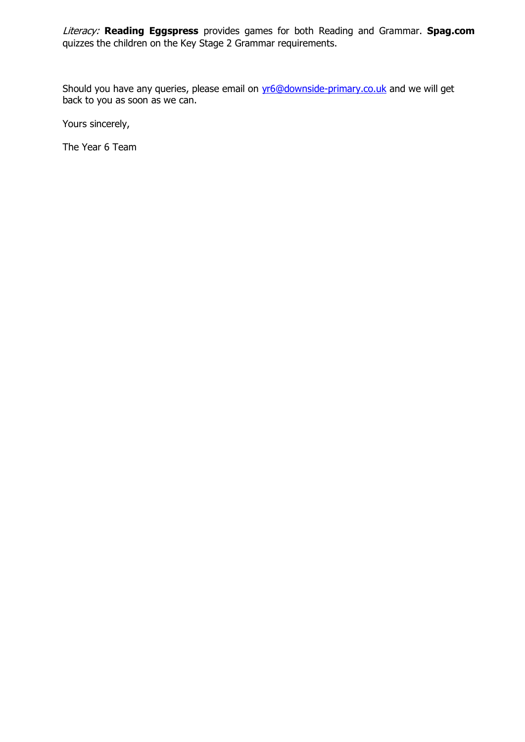*Literacy:* **Reading Eggspress** provides games for both Reading and Grammar. **Spag.com** quizzes the children on the Key Stage 2 Grammar requirements.

Should you have any queries, please email on [yr6@downside-primary.co.uk](mailto:yr6@downside-primary.co.uk) and we will get back to you as soon as we can.

Yours sincerely,

The Year 6 Team